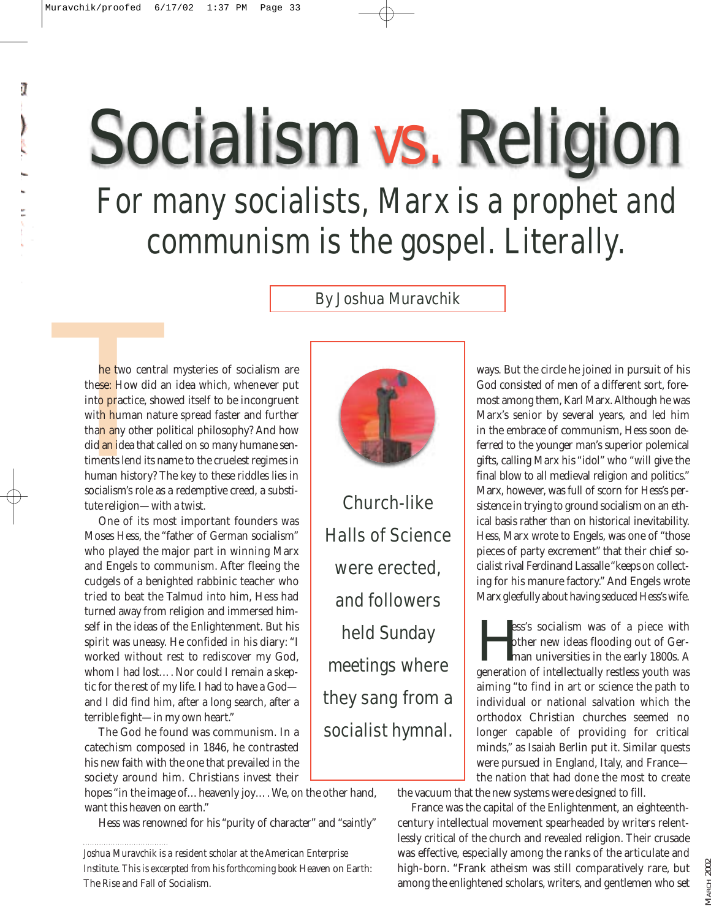# Socialism vs. Religion

## For many socialists, Marx is a prophet and communism is the gospel. Literally.

By Joshua Muravchik

The two central mysteries of socialism are these: How did an idea which, whenever put into practice, showed itself to be incongruent with human nature spread faster and further than any other political philosophy? And how did an idea that called on so many humane sentiments lend its name to the cruelest regimes in human history? The key to these riddles lies in socialism's role as a redemptive creed, a substitute religion—with a twist.

One of its most important founders was Moses Hess, the "father of German socialism" who played the major part in winning Marx and Engels to communism. After fleeing the cudgels of a benighted rabbinic teacher who tried to beat the Talmud into him, Hess had turned away from religion and immersed himself in the ideas of the Enlightenment. But his spirit was uneasy. He confided in his diary: "I worked without rest to rediscover my God, whom I had lost.... Nor could I remain a skeptic for the rest of my life. I had to have a God—and I did find him, after a long search, after a terrible fight—in my own heart."

The God he found was communism. In a catechism composed in 1846, he contrasted his new faith with the one that prevailed in the society around him. Christians invest their hopes "in the image of... heavenly joy.... We, on the other hand, want this heaven on earth."

Hess was renowned for his "purity of character" and "saintly" ways. But the circle he joined in pursuit of his God consisted of men of a different sort, foremost among them, Karl Marx. Although he was Marx's senior by several years, and led him in the embrace of communism, Hess soon deferred to the younger man's superior polemical gifts, calling Marx his "idol" who "will give the final blow to all medieval religion and politics." Marx, however, was full of scorn for Hess's persistence in trying to ground socialism on an ethical basis rather than on historical inevitability. Hess, Marx wrote to Engels, was one of "those pieces of party excrement" that their chief socialist rival Ferdinand Lassalle "keeps on collecting for his manure factory." And Engels wrote Marx gleefully about having seduced Hess's wife.

> Church-like Halls of Science were erected, and followers held Sunday meetings where they sang from a socialist hymnal.

Hess's socialism was of a piece with other new ideas flooding out of German universities in the early 1800s. A generation of intellectually restless youth was aiming "to find in art or science the path to individual or national salvation which the orthodox Christian churches seemed no longer capable of providing for critical minds," as Isaiah Berlin put it. Similar quests were pursued in England, Italy, and France—the nation that had done the most to create the vacuum that the new systems were designed to fill.

France was the capital of the Enlightenment, an eighteenth-century intellectual movement spearheaded by writers relentlessly critical of the church and revealed religion. Their crusade was effective, especially among the ranks of the articulate and high-born. "Frank atheism was still comparatively rare, but among the enlightened scholars, writers, and gentlemen who set

---

*Joshua Muravchik is a resident scholar at the American Enterprise Institute. This is excerpted from his forthcoming book* Heaven on Earth: The Rise and Fall of Socialism.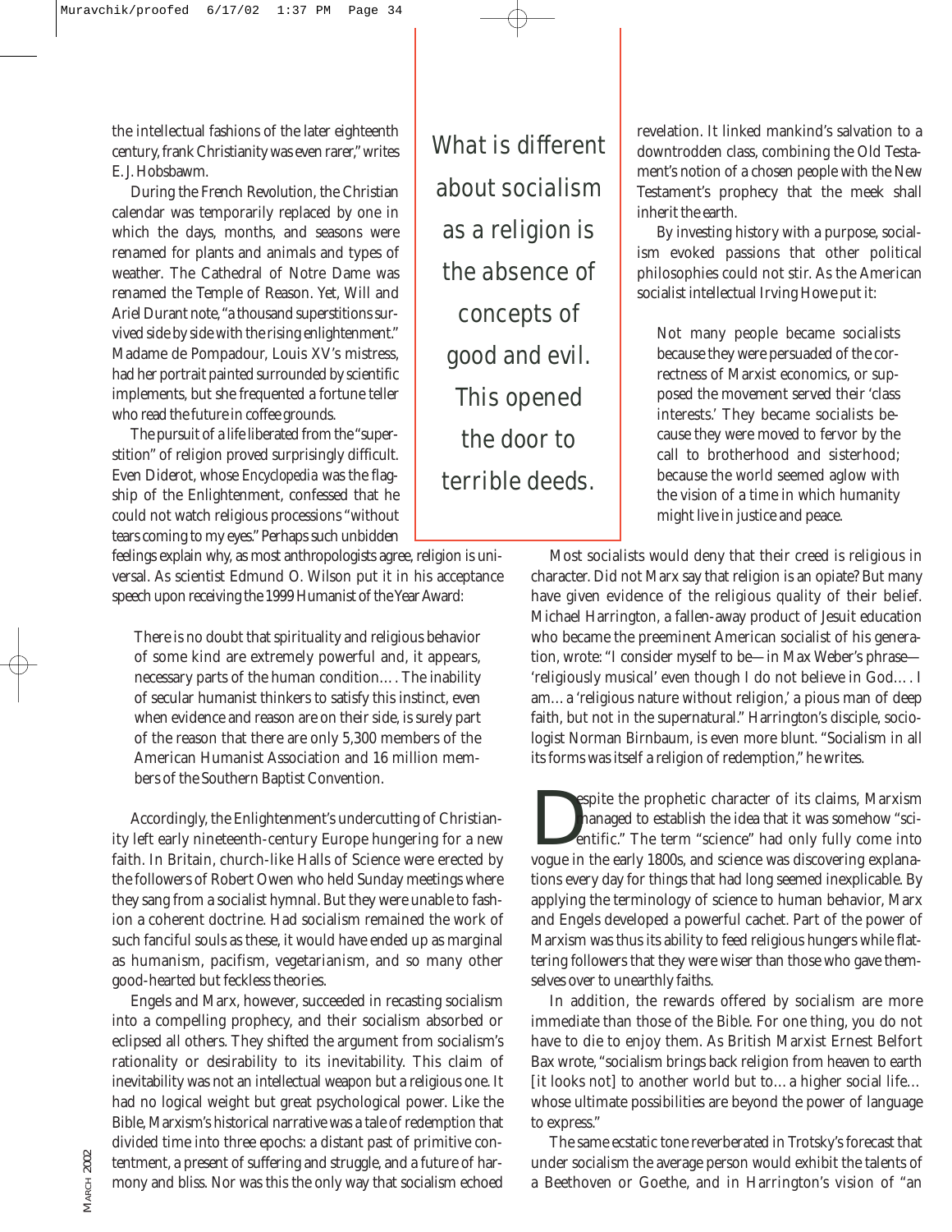the intellectual fashions of the later eighteenth century, frank Christianity was even rarer," writes E. J. Hobsbawm.

During the French Revolution, the Christian calendar was temporarily replaced by one in which the days, months, and seasons were renamed for plants and animals and types of weather. The Cathedral of Notre Dame was renamed the Temple of Reason. Yet, Will and Ariel Durant note, "a thousand superstitions survived side by side with the rising enlightenment." Madame de Pompadour, Louis XV's mistress, had her portrait painted surrounded by scientific implements, but she frequented a fortune teller who read the future in coffee grounds.

The pursuit of a life liberated from the "superstition" of religion proved surprisingly difficult. Even Diderot, whose *Encyclopedia* was the flagship of the Enlightenment, confessed that he could not watch religious processions "without tears coming to my eyes." Perhaps such unbidden feelings explain why, as most anthropologists agree, religion is universal. As scientist Edmund O. Wilson put it in his acceptance speech upon receiving the 1999 Humanist of the Year Award:

> There is no doubt that spirituality and religious behavior of some kind are extremely powerful and, it appears, necessary parts of the human condition.... The inability of secular humanist thinkers to satisfy this instinct, even when evidence and reason are on their side, is surely part of the reason that there are only 5,300 members of the American Humanist Association and 16 million members of the Southern Baptist Convention.

Accordingly, the Enlightenment's undercutting of Christianity left early nineteenth-century Europe hungering for a new faith. In Britain, church-like Halls of Science were erected by the followers of Robert Owen who held Sunday meetings where they sang from a socialist hymnal. But they were unable to fashion a coherent doctrine. Had socialism remained the work of such fanciful souls as these, it would have ended up as marginal as humanism, pacifism, vegetarianism, and so many other good-hearted but feckless theories.

Engels and Marx, however, succeeded in recasting socialism into a compelling prophecy, and their socialism absorbed or eclipsed all others. They shifted the argument from socialism's rationality or desirability to its inevitability. This claim of inevitability was not an intellectual weapon but a religious one. It had no logical weight but great psychological power. Like the Bible, Marxism's historical narrative was a tale of redemption that divided time into three epochs: a distant past of primitive contentment, a present of suffering and struggle, and a future of harmony and bliss. Nor was this the only way that socialism echoed revelation. It linked mankind's salvation to a downtrodden class, combining the Old Testament's notion of a chosen people with the New Testament's prophecy that the meek shall inherit the earth.

> What is different about socialism as a religion is the absence of concepts of good and evil. This opened the door to terrible deeds.

By investing history with a purpose, socialism evoked passions that other political philosophies could not stir. As the American socialist intellectual Irving Howe put it:

> Not many people became socialists because they were persuaded of the correctness of Marxist economics, or supposed the movement served their 'class interests.' They became socialists because they were moved to fervor by the call to brotherhood and sisterhood; because the world seemed aglow with the vision of a time in which humanity might live in justice and peace.

Most socialists would deny that their creed is religious in character. Did not Marx say that religion is an opiate? But many have given evidence of the religious quality of their belief. Michael Harrington, a fallen-away product of Jesuit education who became the preeminent American socialist of his generation, wrote: "I consider myself to be—in Max Weber's phrase—'religiously musical' even though I do not believe in God.... I am... a 'religious nature without religion,' a pious man of deep faith, but not in the supernatural." Harrington's disciple, sociologist Norman Birnbaum, is even more blunt. "Socialism in all its forms was itself a religion of redemption," he writes.

Despite the prophetic character of its claims, Marxism managed to establish the idea that it was somehow "scientific." The term "science" had only fully come into vogue in the early 1800s, and science was discovering explanations every day for things that had long seemed inexplicable. By applying the terminology of science to human behavior, Marx and Engels developed a powerful cachet. Part of the power of Marxism was thus its ability to feed religious hungers while flattering followers that they were wiser than those who gave themselves over to unearthly faiths.

In addition, the rewards offered by socialism are more immediate than those of the Bible. For one thing, you do not have to die to enjoy them. As British Marxist Ernest Belfort Bax wrote, "socialism brings back religion from heaven to earth [it looks not] to another world but to... a higher social life... whose ultimate possibilities are beyond the power of language to express."

The same ecstatic tone reverberated in Trotsky's forecast that under socialism the average person would exhibit the talents of a Beethoven or Goethe, and in Harrington's vision of "an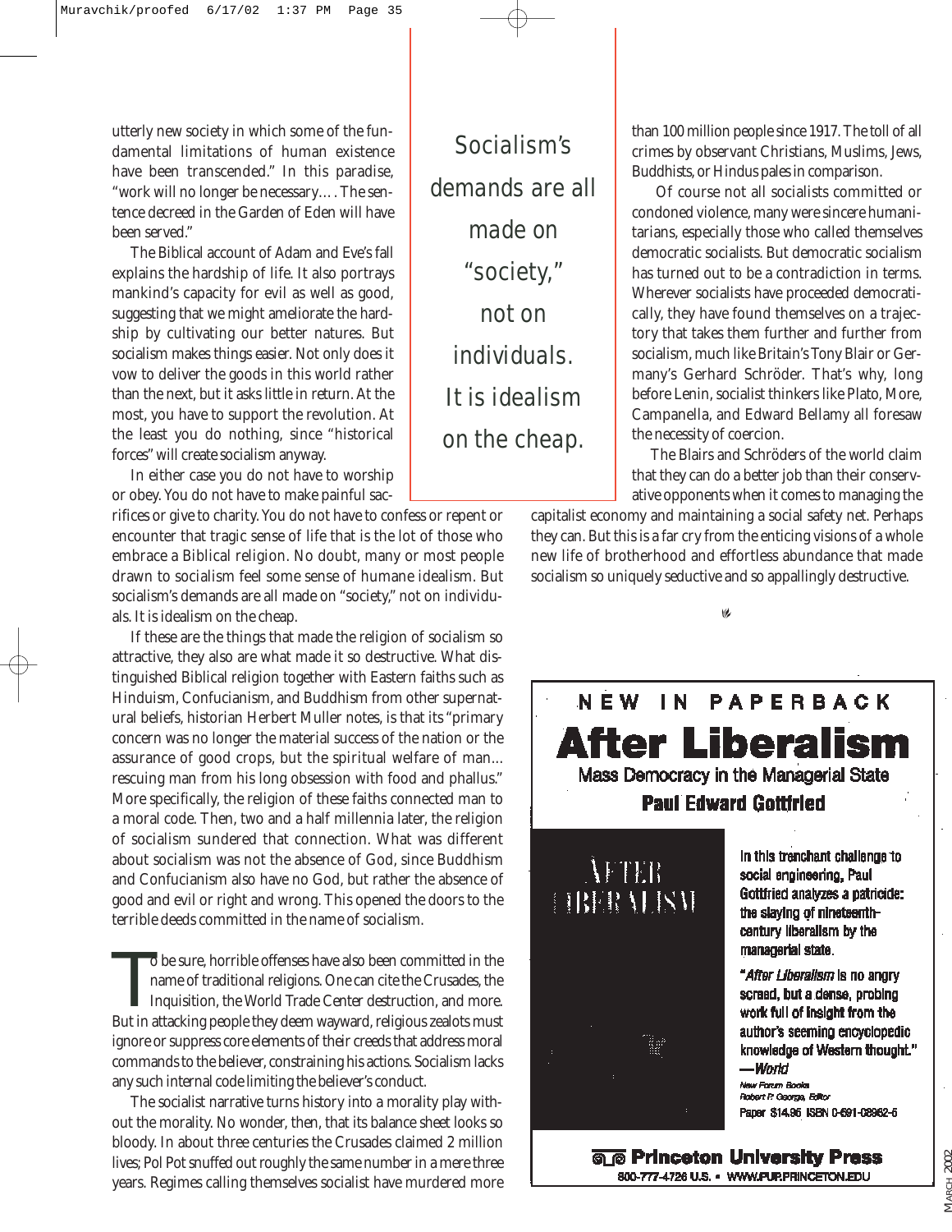utterly new society in which some of the fundamental limitations of human existence have been transcended." In this paradise, "work will no longer be necessary.... The sentence decreed in the Garden of Eden will have been served."

The Biblical account of Adam and Eve's fall explains the hardship of life. It also portrays mankind's capacity for evil as well as good, suggesting that we might ameliorate the hardship by cultivating our better natures. But socialism makes things easier. Not only does it vow to deliver the goods in this world rather than the next, but it asks little in return. At the most, you have to support the revolution. At the least you do nothing, since "historical forces" will create socialism anyway.

In either case you do not have to worship or obey. You do not have to make painful sacrifices or give to charity. You do not have to confess or repent or encounter that tragic sense of life that is the lot of those who embrace a Biblical religion. No doubt, many or most people drawn to socialism feel some sense of humane idealism. But socialism's demands are all made on "society," not on individuals. It is idealism on the cheap.

> *Socialism's demands are all made on "society," not on individuals. It is idealism on the cheap.*

If these are the things that made the religion of socialism so attractive, they also are what made it so destructive. What distinguished Biblical religion together with Eastern faiths such as Hinduism, Confucianism, and Buddhism from other supernatural beliefs, historian Herbert Muller notes, is that its "primary concern was no longer the material success of the nation or the assurance of good crops, but the spiritual welfare of man... rescuing man from his long obsession with food and phallus." More specifically, the religion of these faiths connected man to a moral code. Then, two and a half millennia later, the religion of socialism sundered that connection. What was different about socialism was not the absence of God, since Buddhism and Confucianism also have no God, but rather the absence of good and evil or right and wrong. This opened the doors to the terrible deeds committed in the name of socialism.

To be sure, horrible offenses have also been committed in the name of traditional religions. One can cite the Crusades, the Inquisition, the World Trade Center destruction, and more. But in attacking people they deem wayward, religious zealots must ignore or suppress core elements of their creeds that address moral commands to the believer, constraining his actions. Socialism lacks any such internal code limiting the believer's conduct.

The socialist narrative turns history into a morality play without the morality. No wonder, then, that its balance sheet looks so bloody. In about three centuries the Crusades claimed 2 million lives; Pol Pot snuffed out roughly the same number in a mere three years. Regimes calling themselves socialist have murdered more than 100 million people since 1917. The toll of all crimes by observant Christians, Muslims, Jews, Buddhists, or Hindus pales in comparison.

Of course not all socialists committed or condoned violence, many were sincere humanitarians, especially those who called themselves democratic socialists. But democratic socialism has turned out to be a contradiction in terms. Wherever socialists have proceeded democratically, they have found themselves on a trajectory that takes them further and further from socialism, much like Britain's Tony Blair or Germany's Gerhard Schröder. That's why, long before Lenin, socialist thinkers like Plato, More, Campanella, and Edward Bellamy all foresaw the necessity of coercion.

The Blairs and Schröders of the world claim that they can do a better job than their conservative opponents when it comes to managing the capitalist economy and maintaining a social safety net. Perhaps they can. But this is a far cry from the enticing visions of a whole new life of brotherhood and effortless abundance that made socialism so uniquely seductive and so appallingly destructive.

---

NEW IN PAPERBACK

**After Liberalism**

Mass Democracy in the Managerial State

**Paul Edward Gottfried**

In this trenchant challenge to social engineering, Paul Gottfried analyzes a patricide: the slaying of nineteenth-century liberalism by the managerial state.

"*After Liberalism* is no angry screed, but a dense, probing work full of insight from the author's seeming encyclopedic knowledge of Western thought." —*World*

*New Forum Books*
*Robert P. George, Editor*

Paper $14.95 ISBN 0-691-08962-5

**Princeton University Press**

800-777-4726 U.S. • WWW.PUP.PRINCETON.EDU